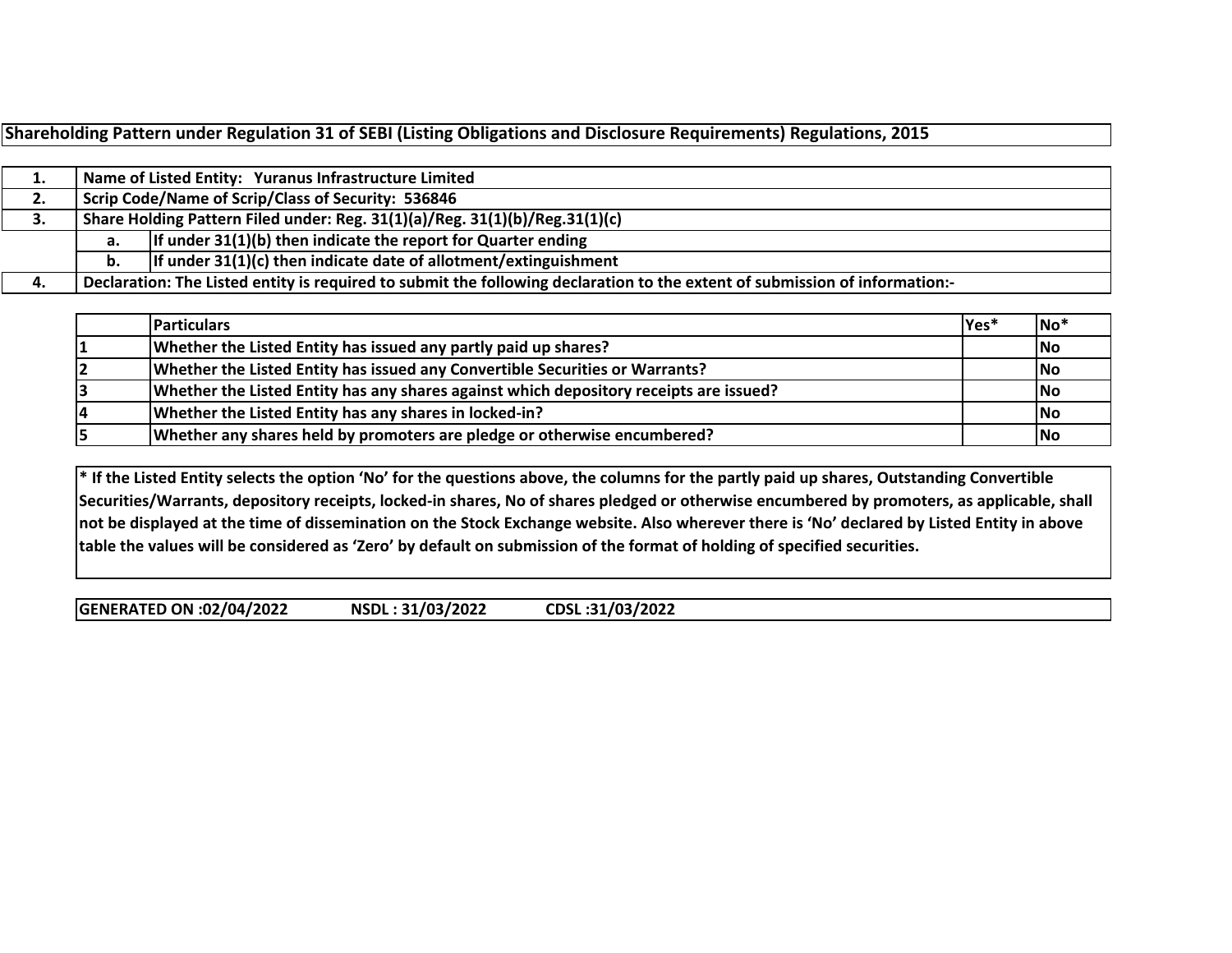# Shareholding Pattern under Regulation 31 of SEBI (Listing Obligations and Disclosure Requirements) Regulations, 2015

| | | |
|---|---|---|
| 1. | Name of Listed Entity: Yuranus Infrastructure Limited | |
| 2. | Scrip Code/Name of Scrip/Class of Security: 536846 | |
| 3. | Share Holding Pattern Filed under: Reg. 31(1)(a)/Reg. 31(1)(b)/Reg.31(1)(c) | |
| | a. | If under 31(1)(b) then indicate the report for Quarter ending |
| | b. | If under 31(1)(c) then indicate date of allotment/extinguishment |
| 4. | Declaration: The Listed entity is required to submit the following declaration to the extent of submission of information:- | |

| | Particulars | Yes* | No* |
|---|---|---|---|
| 1 | Whether the Listed Entity has issued any partly paid up shares? | | No |
| 2 | Whether the Listed Entity has issued any Convertible Securities or Warrants? | | No |
| 3 | Whether the Listed Entity has any shares against which depository receipts are issued? | | No |
| 4 | Whether the Listed Entity has any shares in locked-in? | | No |
| 5 | Whether any shares held by promoters are pledge or otherwise encumbered? | | No |

**\* If the Listed Entity selects the option 'No' for the questions above, the columns for the partly paid up shares, Outstanding Convertible Securities/Warrants, depository receipts, locked-in shares, No of shares pledged or otherwise encumbered by promoters, as applicable, shall not be displayed at the time of dissemination on the Stock Exchange website. Also wherever there is 'No' declared by Listed Entity in above table the values will be considered as 'Zero' by default on submission of the format of holding of specified securities.**

**GENERATED ON :02/04/2022 NSDL : 31/03/2022 CDSL :31/03/2022**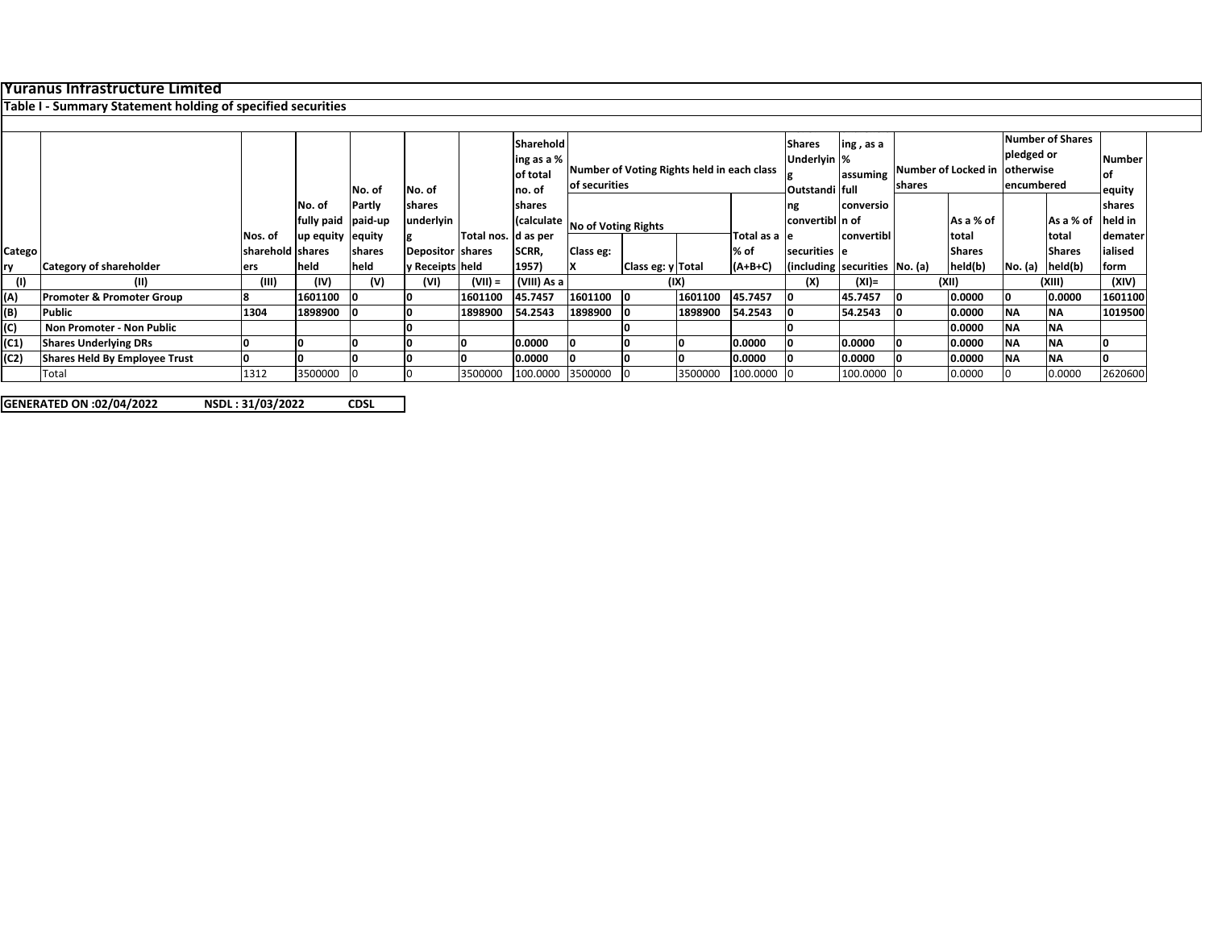# Yuranus Infrastructure Limited

## Table I - Summary Statement holding of specified securities

| Category | Category of shareholder | Nos. of shareholders | No. of fully paid up equity shares held | No. of Partly paid-up equity shares held | No. of shares underlying Depository Receipts | Total nos. shares held | Shareholding as a % of total no. of shares (calculated as per SCRR, 1957) | Number of Voting Rights held in each class of securities | | | | Shares Underlying Outstanding convertible securities (including | ing , as a % assuming full conversion of convertible securities | Number of Locked in shares | | Number of Shares pledged or otherwise encumbered | | Number of equity shares held in dematerialised form |
|---|---|---|---|---|---|---|---|---|---|---|---|---|---|---|---|---|---|---|
| | | | | | | | | No of Voting Rights | | | Total as a % of (A+B+C) | | | No. (a) | As a % of total Shares held(b) | No. (a) | As a % of total Shares held(b) | |
| | | | | | | | | Class eg: X | Class eg: y | Total | | | | | | | | |
| (I) | (II) | (III) | (IV) | (V) | (VI) | (VII) = | (VIII) As a | (IX) | | | | (X) | (XI)= | (XII) | | (XIII) | | (XIV) |
| (A) | **Promoter & Promoter Group** | 8 | 1601100 | 0 | 0 | 1601100 | 45.7457 | 1601100 | 0 | 1601100 | 45.7457 | 0 | 45.7457 | 0 | 0.0000 | 0 | 0.0000 | 1601100 |
| (B) | **Public** | 1304 | 1898900 | 0 | 0 | 1898900 | 54.2543 | 1898900 | 0 | 1898900 | 54.2543 | 0 | 54.2543 | 0 | 0.0000 | NA | NA | 1019500 |
| (C) | **Non Promoter - Non Public** | | | | 0 | | | | 0 | | | 0 | | | 0.0000 | NA | NA | |
| (C1) | **Shares Underlying DRs** | 0 | 0 | 0 | 0 | 0 | 0.0000 | 0 | 0 | 0 | 0.0000 | 0 | 0.0000 | 0 | 0.0000 | NA | NA | 0 |
| (C2) | **Shares Held By Employee Trust** | 0 | 0 | 0 | 0 | 0 | 0.0000 | 0 | 0 | 0 | 0.0000 | 0 | 0.0000 | 0 | 0.0000 | NA | NA | 0 |
| | Total | 1312 | 3500000 | 0 | 0 | 3500000 | 100.0000 | 3500000 | 0 | 3500000 | 100.0000 | 0 | 100.0000 | 0 | 0.0000 | 0 | 0.0000 | 2620600 |

**GENERATED ON :02/04/2022 NSDL : 31/03/2022 CDSL**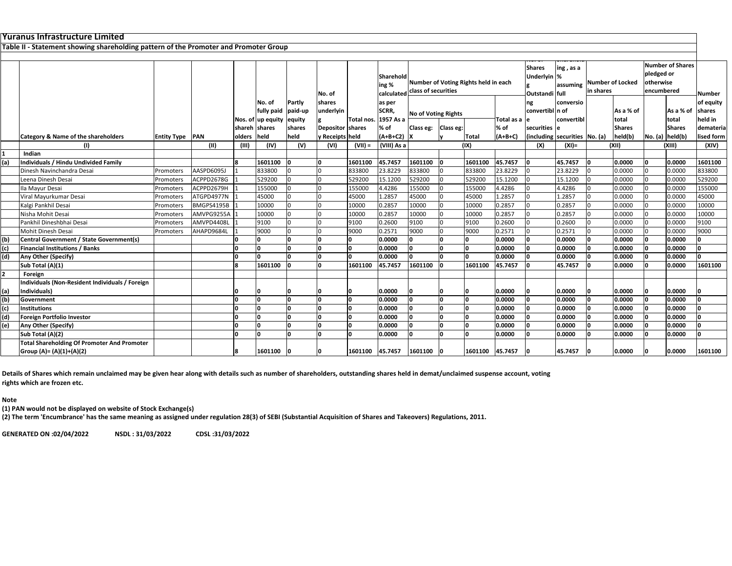# Yuranus Infrastructure Limited

## Table II - Statement showing shareholding pattern of the Promoter and Promoter Group

| | Category & Name of the shareholders | Entity Type | PAN | Nos. of shareholders | No. of fully paid up equity shares held | Partly paid-up equity shares held | No. of shares underlying Depository Receipts | Total nos. shares held | Shareholding % calculated as per SCRR, 1957 As a % of (A+B+C2) | Number of Voting Rights held in each class of securities | | | | No. of Shares Underlying Outstanding convertible securities (including | Shareholding , as a % assuming full conversion of convertible securities | Number of Locked in shares | | Number of Shares pledged or otherwise encumbered | | Number of equity shares held in dematerialised form |
|---|---|---|---|---|---|---|---|---|---|---|---|---|---|---|---|---|---|---|---|---|
| | | | | | | | | | | No of Voting Rights | | | Total as a % of (A+B+C) | | | No. (a) | As a % of total Shares held(b) | No. (a) | As a % of total Shares held(b) | |
| | | | | | | | | | | Class eg: X | Class eg: y | Total | | | | | | | | |
| | (I) | | (II) | (III) | (IV) | (V) | (VI) | (VII) = | (VIII) As a | (IX) | | | | (X) | (XI)= | (XII) | | (XIII) | | (XIV) |
| 1 | Indian | | | | | | | | | | | | | | | | | | | |
| (a) | **Individuals / Hindu Undivided Family** | | | **8** | **1601100** | **0** | **0** | **1601100** | **45.7457** | **1601100** | **0** | **1601100** | **45.7457** | **0** | **45.7457** | **0** | **0.0000** | **0** | **0.0000** | **1601100** |
| | Dinesh Navinchandra Desai | Promoters | AASPD6095J | 1 | 833800 | 0 | 0 | 833800 | 23.8229 | 833800 | 0 | 833800 | 23.8229 | 0 | 23.8229 | 0 | 0.0000 | 0 | 0.0000 | 833800 |
| | Leena Dinesh Desai | Promoters | ACPPD2678G | 1 | 529200 | 0 | 0 | 529200 | 15.1200 | 529200 | 0 | 529200 | 15.1200 | 0 | 15.1200 | 0 | 0.0000 | 0 | 0.0000 | 529200 |
| | Ila Mayur Desai | Promoters | ACPPD2679H | 1 | 155000 | 0 | 0 | 155000 | 4.4286 | 155000 | 0 | 155000 | 4.4286 | 0 | 4.4286 | 0 | 0.0000 | 0 | 0.0000 | 155000 |
| | Viral Mayurkumar Desai | Promoters | ATGPD4977N | 1 | 45000 | 0 | 0 | 45000 | 1.2857 | 45000 | 0 | 45000 | 1.2857 | 0 | 1.2857 | 0 | 0.0000 | 0 | 0.0000 | 45000 |
| | Kalgi Pankhil Desai | Promoters | BMGPS4195B | 1 | 10000 | 0 | 0 | 10000 | 0.2857 | 10000 | 0 | 10000 | 0.2857 | 0 | 0.2857 | 0 | 0.0000 | 0 | 0.0000 | 10000 |
| | Nisha Mohit Desai | Promoters | AMVPG9255A | 1 | 10000 | 0 | 0 | 10000 | 0.2857 | 10000 | 0 | 10000 | 0.2857 | 0 | 0.2857 | 0 | 0.0000 | 0 | 0.0000 | 10000 |
| | Pankhil Dineshbhai Desai | Promoters | AMVPD4408L | 1 | 9100 | 0 | 0 | 9100 | 0.2600 | 9100 | 0 | 9100 | 0.2600 | 0 | 0.2600 | 0 | 0.0000 | 0 | 0.0000 | 9100 |
| | Mohit Dinesh Desai | Promoters | AHAPD9684L | 1 | 9000 | 0 | 0 | 9000 | 0.2571 | 9000 | 0 | 9000 | 0.2571 | 0 | 0.2571 | 0 | 0.0000 | 0 | 0.0000 | 9000 |
| (b) | **Central Government / State Government(s)** | | | **0** | **0** | **0** | **0** | **0** | **0.0000** | **0** | **0** | **0** | **0.0000** | **0** | **0.0000** | **0** | **0.0000** | **0** | **0.0000** | **0** |
| (c) | **Financial Institutions / Banks** | | | **0** | **0** | **0** | **0** | **0** | **0.0000** | **0** | **0** | **0** | **0.0000** | **0** | **0.0000** | **0** | **0.0000** | **0** | **0.0000** | **0** |
| (d) | **Any Other (Specify)** | | | **0** | **0** | **0** | **0** | **0** | **0.0000** | **0** | **0** | **0** | **0.0000** | **0** | **0.0000** | **0** | **0.0000** | **0** | **0.0000** | **0** |
| | **Sub Total (A)(1)** | | | **8** | **1601100** | **0** | **0** | **1601100** | **45.7457** | **1601100** | **0** | **1601100** | **45.7457** | **0** | **45.7457** | **0** | **0.0000** | **0** | **0.0000** | **1601100** |
| 2 | Foreign | | | | | | | | | | | | | | | | | | | |
| (a) | **Individuals (Non-Resident Individuals / Foreign Individuals)** | | | **0** | **0** | **0** | **0** | **0** | **0.0000** | **0** | **0** | **0** | **0.0000** | **0** | **0.0000** | **0** | **0.0000** | **0** | **0.0000** | **0** |
| (b) | **Government** | | | **0** | **0** | **0** | **0** | **0** | **0.0000** | **0** | **0** | **0** | **0.0000** | **0** | **0.0000** | **0** | **0.0000** | **0** | **0.0000** | **0** |
| (c) | **Institutions** | | | **0** | **0** | **0** | **0** | **0** | **0.0000** | **0** | **0** | **0** | **0.0000** | **0** | **0.0000** | **0** | **0.0000** | **0** | **0.0000** | **0** |
| (d) | **Foreign Portfolio Investor** | | | **0** | **0** | **0** | **0** | **0** | **0.0000** | **0** | **0** | **0** | **0.0000** | **0** | **0.0000** | **0** | **0.0000** | **0** | **0.0000** | **0** |
| (e) | **Any Other (Specify)** | | | **0** | **0** | **0** | **0** | **0** | **0.0000** | **0** | **0** | **0** | **0.0000** | **0** | **0.0000** | **0** | **0.0000** | **0** | **0.0000** | **0** |
| | **Sub Total (A)(2)** | | | **0** | **0** | **0** | **0** | **0** | **0.0000** | **0** | **0** | **0** | **0.0000** | **0** | **0.0000** | **0** | **0.0000** | **0** | **0.0000** | **0** |
| | **Total Shareholding Of Promoter And Promoter Group (A)= (A)(1)+(A)(2)** | | | **8** | **1601100** | **0** | **0** | **1601100** | **45.7457** | **1601100** | **0** | **1601100** | **45.7457** | **0** | **45.7457** | **0** | **0.0000** | **0** | **0.0000** | **1601100** |

**Details of Shares which remain unclaimed may be given hear along with details such as number of shareholders, outstanding shares held in demat/unclaimed suspense account, voting rights which are frozen etc.**

**Note**

**(1) PAN would not be displayed on website of Stock Exchange(s)**

**(2) The term 'Encumbrance' has the same meaning as assigned under regulation 28(3) of SEBI (Substantial Acquisition of Shares and Takeovers) Regulations, 2011.**

**GENERATED ON :02/04/2022 NSDL : 31/03/2022 CDSL :31/03/2022**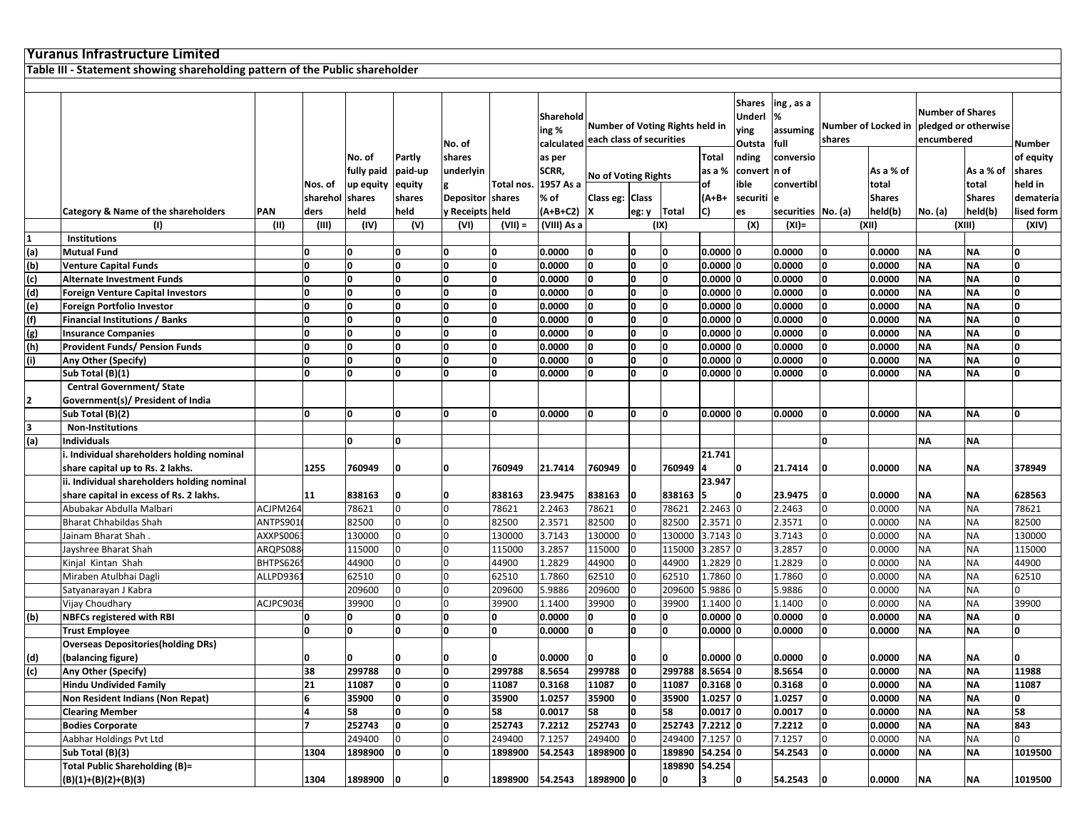# Yuranus Infrastructure Limited

## Table III - Statement showing shareholding pattern of the Public shareholder

| | Category & Name of the shareholders | PAN | Nos. of shareholders | No. of fully paid up equity shares held | Partly paid-up equity shares held | No. of shares underlying Depository Receipts | Total nos. shares held | Shareholding % calculated as per SCRR, 1957 As a % of (A+B+C2) | Number of Voting Rights held in each class of securities | | | | Shares Underlying Outstanding convertible securities | Shareholding , as a % assuming full conversion of convertible securities | Number of Locked in shares | | Number of Shares pledged or otherwise encumbered | | Number of equity shares held in dematerialised form |
|---|---|---|---|---|---|---|---|---|---|---|---|---|---|---|---|---|---|---|---|
| | | | | | | | | | No of Voting Rights | | | Total as a % of (A+B+C) | | | No. (a) | As a % of total Shares held(b) | No. (a) | As a % of total Shares held(b) | |
| | | | | | | | | | Class eg: X | Class eg: y | Total | | | | | | | | |
| | (I) | (II) | (III) | (IV) | (V) | (VI) | (VII) = | (VIII) As a | (IX) | | | | (X) | (XI)= | (XII) | | (XIII) | | (XIV) |
| 1 | Institutions | | | | | | | | | | | | | | | | | | |
| (a) | Mutual Fund | | 0 | 0 | 0 | 0 | 0 | 0.0000 | 0 | 0 | 0 | 0.0000 | 0 | 0.0000 | 0 | 0.0000 | NA | NA | 0 |
| (b) | Venture Capital Funds | | 0 | 0 | 0 | 0 | 0 | 0.0000 | 0 | 0 | 0 | 0.0000 | 0 | 0.0000 | 0 | 0.0000 | NA | NA | 0 |
| (c) | Alternate Investment Funds | | 0 | 0 | 0 | 0 | 0 | 0.0000 | 0 | 0 | 0 | 0.0000 | 0 | 0.0000 | 0 | 0.0000 | NA | NA | 0 |
| (d) | Foreign Venture Capital Investors | | 0 | 0 | 0 | 0 | 0 | 0.0000 | 0 | 0 | 0 | 0.0000 | 0 | 0.0000 | 0 | 0.0000 | NA | NA | 0 |
| (e) | Foreign Portfolio Investor | | 0 | 0 | 0 | 0 | 0 | 0.0000 | 0 | 0 | 0 | 0.0000 | 0 | 0.0000 | 0 | 0.0000 | NA | NA | 0 |
| (f) | Financial Institutions / Banks | | 0 | 0 | 0 | 0 | 0 | 0.0000 | 0 | 0 | 0 | 0.0000 | 0 | 0.0000 | 0 | 0.0000 | NA | NA | 0 |
| (g) | Insurance Companies | | 0 | 0 | 0 | 0 | 0 | 0.0000 | 0 | 0 | 0 | 0.0000 | 0 | 0.0000 | 0 | 0.0000 | NA | NA | 0 |
| (h) | Provident Funds/ Pension Funds | | 0 | 0 | 0 | 0 | 0 | 0.0000 | 0 | 0 | 0 | 0.0000 | 0 | 0.0000 | 0 | 0.0000 | NA | NA | 0 |
| (i) | Any Other (Specify) | | 0 | 0 | 0 | 0 | 0 | 0.0000 | 0 | 0 | 0 | 0.0000 | 0 | 0.0000 | 0 | 0.0000 | NA | NA | 0 |
| | Sub Total (B)(1) | | 0 | 0 | 0 | 0 | 0 | 0.0000 | 0 | 0 | 0 | 0.0000 | 0 | 0.0000 | 0 | 0.0000 | NA | NA | 0 |
| 2 | Central Government/ State Government(s)/ President of India | | | | | | | | | | | | | | | | | | |
| | Sub Total (B)(2) | | 0 | 0 | 0 | 0 | 0 | 0.0000 | 0 | 0 | 0 | 0.0000 | 0 | 0.0000 | 0 | 0.0000 | NA | NA | 0 |
| 3 | Non-Institutions | | | | | | | | | | | | | | | | | | |
| (a) | Individuals | | | 0 | 0 | | | | | | | | | | 0 | | NA | NA | |
| | i. Individual shareholders holding nominal share capital up to Rs. 2 lakhs. | | 1255 | 760949 | 0 | 0 | 760949 | 21.7414 | 760949 | 0 | 760949 | 21.7414 | 0 | 21.7414 | 0 | 0.0000 | NA | NA | 378949 |
| | ii. Individual shareholders holding nominal share capital in excess of Rs. 2 lakhs. | | 11 | 838163 | 0 | 0 | 838163 | 23.9475 | 838163 | 0 | 838163 | 23.9475 | 0 | 23.9475 | 0 | 0.0000 | NA | NA | 628563 |
| | Abubakar Abdulla Malbari | ACJPM264 | | 78621 | 0 | 0 | 78621 | 2.2463 | 78621 | 0 | 78621 | 2.2463 | 0 | 2.2463 | 0 | 0.0000 | NA | NA | 78621 |
| | Bharat Chhabildas Shah | ANTPS901( | | 82500 | 0 | 0 | 82500 | 2.3571 | 82500 | 0 | 82500 | 2.3571 | 0 | 2.3571 | 0 | 0.0000 | NA | NA | 82500 |
| | Jainam Bharat Shah . | AXXPS006: | | 130000 | 0 | 0 | 130000 | 3.7143 | 130000 | 0 | 130000 | 3.7143 | 0 | 3.7143 | 0 | 0.0000 | NA | NA | 130000 |
| | Jayshree Bharat Shah | ARQPS088 | | 115000 | 0 | 0 | 115000 | 3.2857 | 115000 | 0 | 115000 | 3.2857 | 0 | 3.2857 | 0 | 0.0000 | NA | NA | 115000 |
| | Kinjal Kintan Shah | BHTPS626 | | 44900 | 0 | 0 | 44900 | 1.2829 | 44900 | 0 | 44900 | 1.2829 | 0 | 1.2829 | 0 | 0.0000 | NA | NA | 44900 |
| | Miraben Atulbhai Dagli | ALLPD9361 | | 62510 | 0 | 0 | 62510 | 1.7860 | 62510 | 0 | 62510 | 1.7860 | 0 | 1.7860 | 0 | 0.0000 | NA | NA | 62510 |
| | Satyanarayan J Kabra | | | 209600 | 0 | 0 | 209600 | 5.9886 | 209600 | 0 | 209600 | 5.9886 | 0 | 5.9886 | 0 | 0.0000 | NA | NA | 0 |
| | Vijay Choudhary | ACJPC9036 | | 39900 | 0 | 0 | 39900 | 1.1400 | 39900 | 0 | 39900 | 1.1400 | 0 | 1.1400 | 0 | 0.0000 | NA | NA | 39900 |
| (b) | NBFCs registered with RBI | | 0 | 0 | 0 | 0 | 0 | 0.0000 | 0 | 0 | 0 | 0.0000 | 0 | 0.0000 | 0 | 0.0000 | NA | NA | 0 |
| | Trust Employee | | 0 | 0 | 0 | 0 | 0 | 0.0000 | 0 | 0 | 0 | 0.0000 | 0 | 0.0000 | 0 | 0.0000 | NA | NA | 0 |
| (d) | Overseas Depositories(holding DRs) (balancing figure) | | 0 | 0 | 0 | 0 | 0 | 0.0000 | 0 | 0 | 0 | 0.0000 | 0 | 0.0000 | 0 | 0.0000 | NA | NA | 0 |
| (c) | Any Other (Specify) | | 38 | 299788 | 0 | 0 | 299788 | 8.5654 | 299788 | 0 | 299788 | 8.5654 | 0 | 8.5654 | 0 | 0.0000 | NA | NA | 11988 |
| | Hindu Undivided Family | | 21 | 11087 | 0 | 0 | 11087 | 0.3168 | 11087 | 0 | 11087 | 0.3168 | 0 | 0.3168 | 0 | 0.0000 | NA | NA | 11087 |
| | Non Resident Indians (Non Repat) | | 6 | 35900 | 0 | 0 | 35900 | 1.0257 | 35900 | 0 | 35900 | 1.0257 | 0 | 1.0257 | 0 | 0.0000 | NA | NA | 0 |
| | Clearing Member | | 4 | 58 | 0 | 0 | 58 | 0.0017 | 58 | 0 | 58 | 0.0017 | 0 | 0.0017 | 0 | 0.0000 | NA | NA | 58 |
| | Bodies Corporate | | 7 | 252743 | 0 | 0 | 252743 | 7.2212 | 252743 | 0 | 252743 | 7.2212 | 0 | 7.2212 | 0 | 0.0000 | NA | NA | 843 |
| | Aabhar Holdings Pvt Ltd | | | 249400 | 0 | 0 | 249400 | 7.1257 | 249400 | 0 | 249400 | 7.1257 | 0 | 7.1257 | 0 | 0.0000 | NA | NA | 0 |
| | Sub Total (B)(3) | | 1304 | 1898900 | 0 | 0 | 1898900 | 54.2543 | 1898900 | 0 | 189890 | 54.254 | 0 | 54.2543 | 0 | 0.0000 | NA | NA | 1019500 |
| | Total Public Shareholding (B)= (B)(1)+(B)(2)+(B)(3) | | 1304 | 1898900 | 0 | 0 | 1898900 | 54.2543 | 1898900 | 0 | 1898900 | 54.2543 | 0 | 54.2543 | 0 | 0.0000 | NA | NA | 1019500 |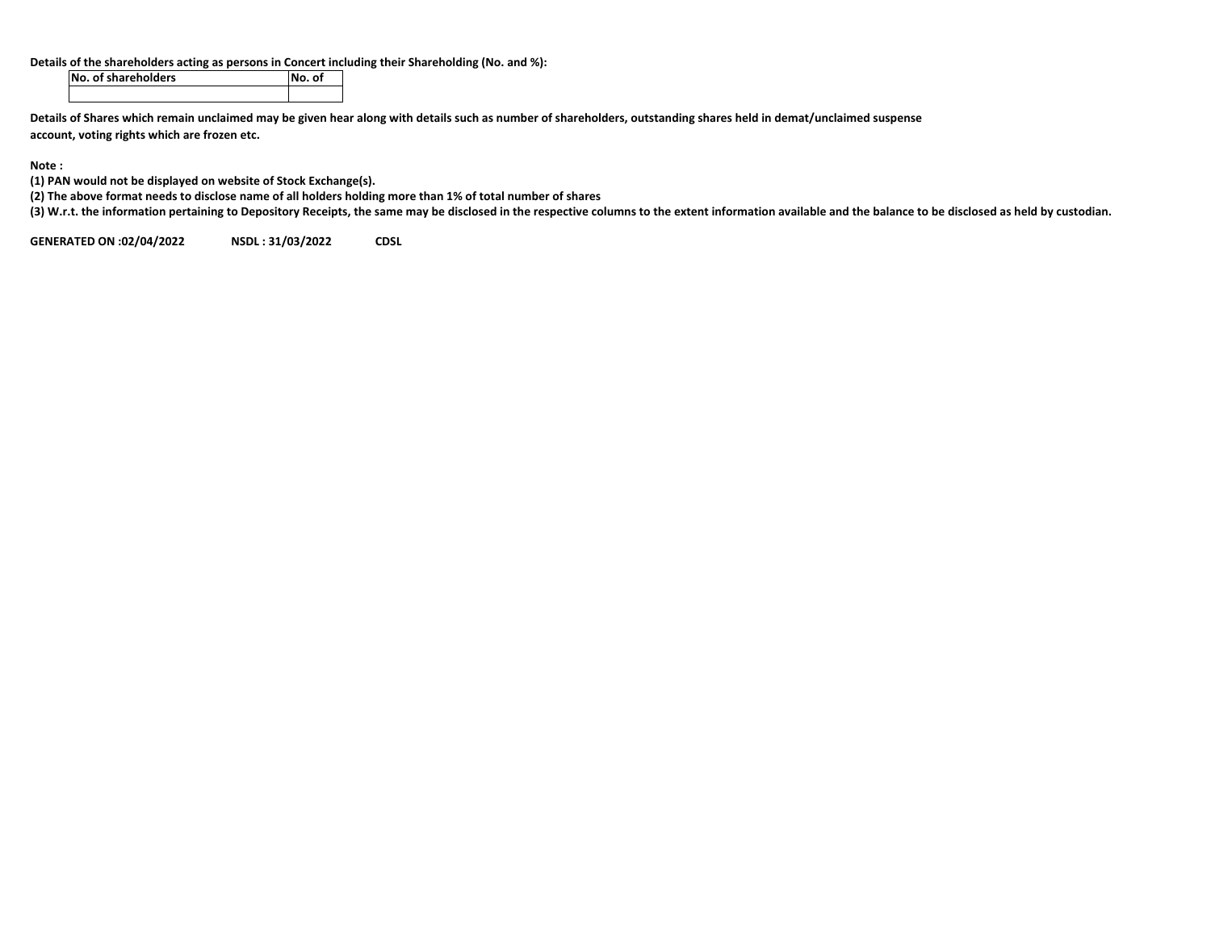**Details of the shareholders acting as persons in Concert including their Shareholding (No. and %):**

| No. of shareholders | No. of |
|---|---|
| | |

**Details of Shares which remain unclaimed may be given hear along with details such as number of shareholders, outstanding shares held in demat/unclaimed suspense account, voting rights which are frozen etc.**

**Note :**

**(1) PAN would not be displayed on website of Stock Exchange(s).**

**(2) The above format needs to disclose name of all holders holding more than 1% of total number of shares**

**(3) W.r.t. the information pertaining to Depository Receipts, the same may be disclosed in the respective columns to the extent information available and the balance to be disclosed as held by custodian.**

**GENERATED ON :02/04/2022 NSDL : 31/03/2022 CDSL**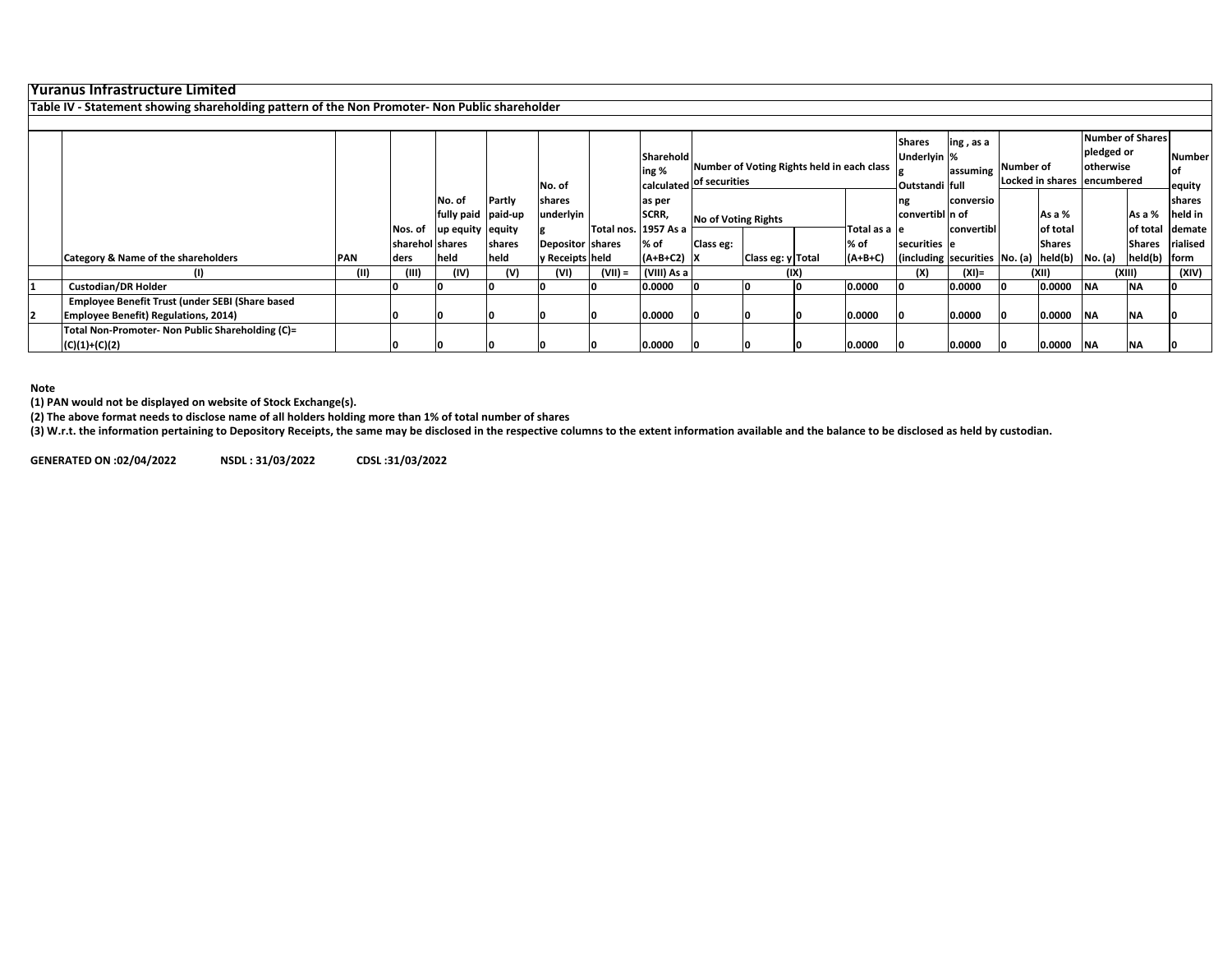**Yuranus Infrastructure Limited**

**Table IV - Statement showing shareholding pattern of the Non Promoter- Non Public shareholder**

| | Category & Name of the shareholders | PAN | Nos. of shareholders | No. of fully paid up equity shares held | Partly paid-up equity shares held | No. of shares underlying Depository Receipts | Total nos. shares held | Shareholding % calculated as per SCRR, 1957 As a % of (A+B+C2) | Number of Voting Rights held in each class of securities | | | | Shares Underlying Outstanding convertible securities (including | ing , as a % assuming full conversion of convertible securities | Number of Locked in shares | | Number of Shares pledged or otherwise encumbered | | Number of equity shares held in dematerialised form |
|---|---|---|---|---|---|---|---|---|---|---|---|---|---|---|---|---|---|---|---|
| | | | | | | | | | No of Voting Rights | | | Total as a % of (A+B+C) | | | No. (a) | As a % of total Shares held(b) | No. (a) | As a % of total Shares held(b) | |
| | | | | | | | | | Class eg: X | Class eg: y | Total | | | | | | | | |
| | (I) | (II) | (III) | (IV) | (V) | (VI) | (VII) = | (VIII) As a | (IX) | | | | (X) | (XI)= | (XII) | | (XIII) | | (XIV) |
| 1 | Custodian/DR Holder | | 0 | 0 | 0 | 0 | 0 | 0.0000 | 0 | 0 | 0 | 0.0000 | 0 | 0.0000 | 0 | 0.0000 | NA | NA | 0 |
| 2 | Employee Benefit Trust (under SEBI (Share based Employee Benefit) Regulations, 2014) | | 0 | 0 | 0 | 0 | 0 | 0.0000 | 0 | 0 | 0 | 0.0000 | 0 | 0.0000 | 0 | 0.0000 | NA | NA | 0 |
| | Total Non-Promoter- Non Public Shareholding (C)= (C)(1)+(C)(2) | | 0 | 0 | 0 | 0 | 0 | 0.0000 | 0 | 0 | 0 | 0.0000 | 0 | 0.0000 | 0 | 0.0000 | NA | NA | 0 |

**Note**

**(1) PAN would not be displayed on website of Stock Exchange(s).**

**(2) The above format needs to disclose name of all holders holding more than 1% of total number of shares**

**(3) W.r.t. the information pertaining to Depository Receipts, the same may be disclosed in the respective columns to the extent information available and the balance to be disclosed as held by custodian.**

**GENERATED ON :02/04/2022 NSDL : 31/03/2022 CDSL :31/03/2022**